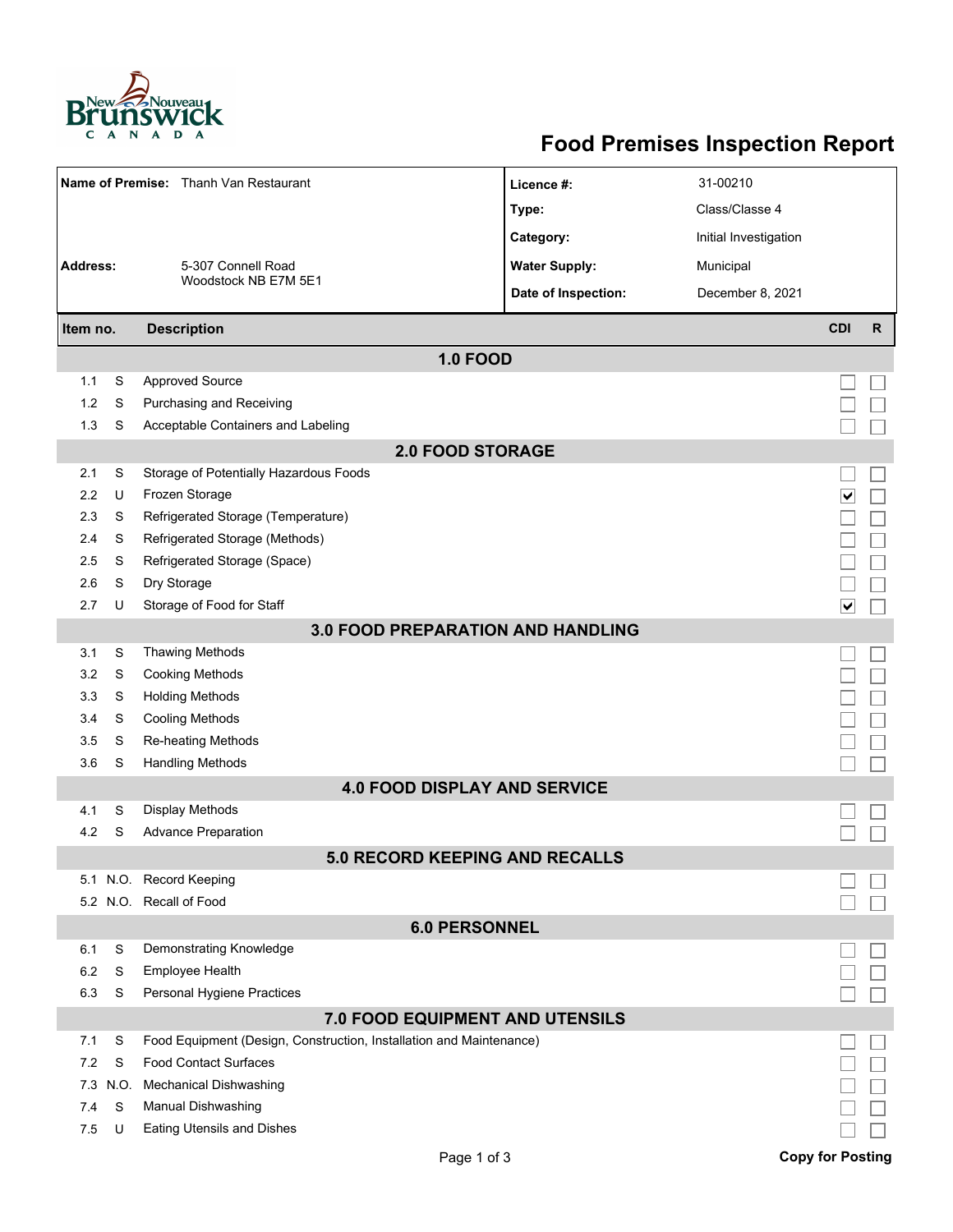# Food Premises Inspection Report

| | | | |
|---|---|---|---|
| **Name of Premise:** | Thanh Van Restaurant | **Licence #:** | 31-00210 |
| | | **Type:** | Class/Classe 4 |
| | | **Category:** | Initial Investigation |
| **Address:** | 5-307 Connell Road<br>Woodstock NB E7M 5E1 | **Water Supply:** | Municipal |
| | | **Date of Inspection:** | December 8, 2021 |

| Item no. | | Description | CDI | R |
|---|---|---|---|---|
| | | **1.0 FOOD** | | |
| 1.1 | S | Approved Source | ☐ | ☐ |
| 1.2 | S | Purchasing and Receiving | ☐ | ☐ |
| 1.3 | S | Acceptable Containers and Labeling | ☐ | ☐ |
| | | **2.0 FOOD STORAGE** | | |
| 2.1 | S | Storage of Potentially Hazardous Foods | ☐ | ☐ |
| 2.2 | U | Frozen Storage | ☑ | ☐ |
| 2.3 | S | Refrigerated Storage (Temperature) | ☐ | ☐ |
| 2.4 | S | Refrigerated Storage (Methods) | ☐ | ☐ |
| 2.5 | S | Refrigerated Storage (Space) | ☐ | ☐ |
| 2.6 | S | Dry Storage | ☐ | ☐ |
| 2.7 | U | Storage of Food for Staff | ☑ | ☐ |
| | | **3.0 FOOD PREPARATION AND HANDLING** | | |
| 3.1 | S | Thawing Methods | ☐ | ☐ |
| 3.2 | S | Cooking Methods | ☐ | ☐ |
| 3.3 | S | Holding Methods | ☐ | ☐ |
| 3.4 | S | Cooling Methods | ☐ | ☐ |
| 3.5 | S | Re-heating Methods | ☐ | ☐ |
| 3.6 | S | Handling Methods | ☐ | ☐ |
| | | **4.0 FOOD DISPLAY AND SERVICE** | | |
| 4.1 | S | Display Methods | ☐ | ☐ |
| 4.2 | S | Advance Preparation | ☐ | ☐ |
| | | **5.0 RECORD KEEPING AND RECALLS** | | |
| 5.1 | N.O. | Record Keeping | ☐ | ☐ |
| 5.2 | N.O. | Recall of Food | ☐ | ☐ |
| | | **6.0 PERSONNEL** | | |
| 6.1 | S | Demonstrating Knowledge | ☐ | ☐ |
| 6.2 | S | Employee Health | ☐ | ☐ |
| 6.3 | S | Personal Hygiene Practices | ☐ | ☐ |
| | | **7.0 FOOD EQUIPMENT AND UTENSILS** | | |
| 7.1 | S | Food Equipment (Design, Construction, Installation and Maintenance) | ☐ | ☐ |
| 7.2 | S | Food Contact Surfaces | ☐ | ☐ |
| 7.3 | N.O. | Mechanical Dishwashing | ☐ | ☐ |
| 7.4 | S | Manual Dishwashing | ☐ | ☐ |
| 7.5 | U | Eating Utensils and Dishes | ☐ | ☐ |

**Copy for Posting**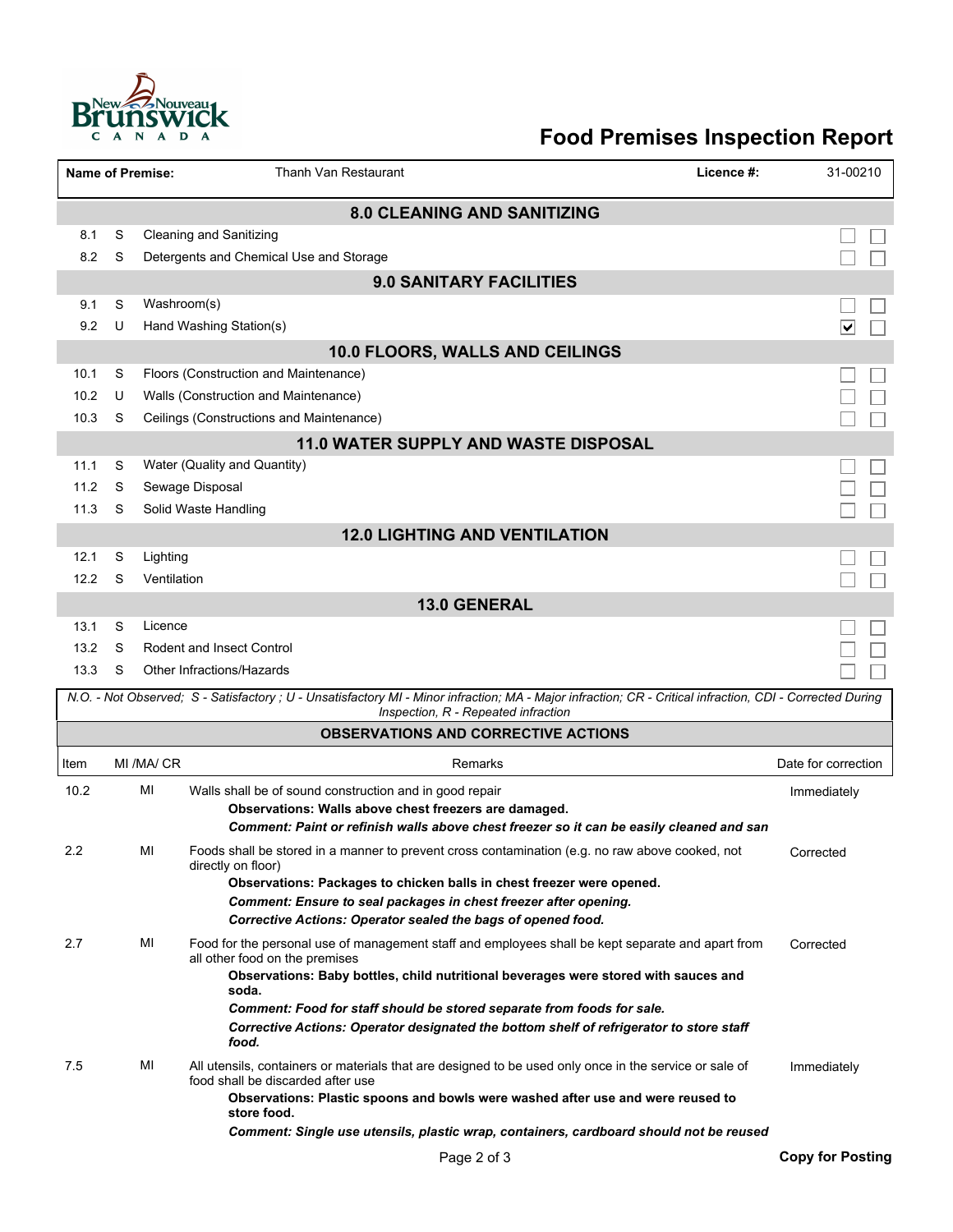# Food Premises Inspection Report

| **Name of Premise:** | Thanh Van Restaurant | **Licence #:** | 31-00210 |
|---|---|---|---|

## 8.0 CLEANING AND SANITIZING

| | | | CDI | R |
|---|---|---|---|---|
| 8.1 | S | Cleaning and Sanitizing | ☐ | ☐ |
| 8.2 | S | Detergents and Chemical Use and Storage | ☐ | ☐ |

## 9.0 SANITARY FACILITIES

| | | | CDI | R |
|---|---|---|---|---|
| 9.1 | S | Washroom(s) | ☐ | ☐ |
| 9.2 | U | Hand Washing Station(s) | ☑ | ☐ |

## 10.0 FLOORS, WALLS AND CEILINGS

| | | | CDI | R |
|---|---|---|---|---|
| 10.1 | S | Floors (Construction and Maintenance) | ☐ | ☐ |
| 10.2 | U | Walls (Construction and Maintenance) | ☐ | ☐ |
| 10.3 | S | Ceilings (Constructions and Maintenance) | ☐ | ☐ |

## 11.0 WATER SUPPLY AND WASTE DISPOSAL

| | | | CDI | R |
|---|---|---|---|---|
| 11.1 | S | Water (Quality and Quantity) | ☐ | ☐ |
| 11.2 | S | Sewage Disposal | ☐ | ☐ |
| 11.3 | S | Solid Waste Handling | ☐ | ☐ |

## 12.0 LIGHTING AND VENTILATION

| | | | CDI | R |
|---|---|---|---|---|
| 12.1 | S | Lighting | ☐ | ☐ |
| 12.2 | S | Ventilation | ☐ | ☐ |

## 13.0 GENERAL

| | | | CDI | R |
|---|---|---|---|---|
| 13.1 | S | Licence | ☐ | ☐ |
| 13.2 | S | Rodent and Insect Control | ☐ | ☐ |
| 13.3 | S | Other Infractions/Hazards | ☐ | ☐ |

*N.O. - Not Observed; S - Satisfactory ; U - Unsatisfactory MI - Minor infraction; MA - Major infraction; CR - Critical infraction, CDI - Corrected During Inspection, R - Repeated infraction*

## OBSERVATIONS AND CORRECTIVE ACTIONS

| Item | MI /MA/ CR | Remarks | Date for correction |
|---|---|---|---|
| 10.2 | MI | Walls shall be of sound construction and in good repair<br>**Observations: Walls above chest freezers are damaged.**<br>***Comment: Paint or refinish walls above chest freezer so it can be easily cleaned and san*** | Immediately |
| 2.2 | MI | Foods shall be stored in a manner to prevent cross contamination (e.g. no raw above cooked, not directly on floor)<br>**Observations: Packages to chicken balls in chest freezer were opened.**<br>***Comment: Ensure to seal packages in chest freezer after opening.***<br>***Corrective Actions: Operator sealed the bags of opened food.*** | Corrected |
| 2.7 | MI | Food for the personal use of management staff and employees shall be kept separate and apart from all other food on the premises<br>**Observations: Baby bottles, child nutritional beverages were stored with sauces and soda.**<br>***Comment: Food for staff should be stored separate from foods for sale.***<br>***Corrective Actions: Operator designated the bottom shelf of refrigerator to store staff food.*** | Corrected |
| 7.5 | MI | All utensils, containers or materials that are designed to be used only once in the service or sale of food shall be discarded after use<br>**Observations: Plastic spoons and bowls were washed after use and were reused to store food.**<br>***Comment: Single use utensils, plastic wrap, containers, cardboard should not be reused*** | Immediately |

**Copy for Posting**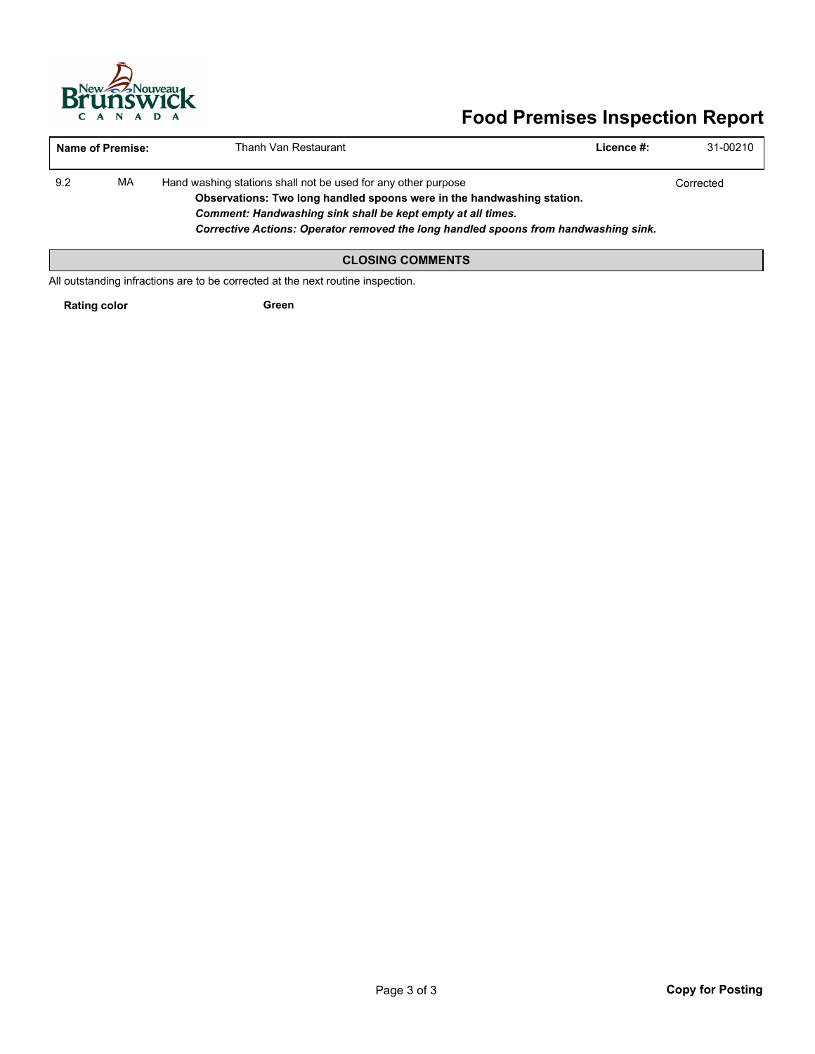# Food Premises Inspection Report

| **Name of Premise:** | Thanh Van Restaurant | **Licence #:** | 31-00210 |
|---|---|---|---|

| | | | |
|---|---|---|---|
| 9.2 | MA | Hand washing stations shall not be used for any other purpose | Corrected |

***Observations: Two long handled spoons were in the handwashing station.***

***Comment: Handwashing sink shall be kept empty at all times.***

***Corrective Actions: Operator removed the long handled spoons from handwashing sink.***

## CLOSING COMMENTS

All outstanding infractions are to be corrected at the next routine inspection.

**Rating color** **Green**

**Copy for Posting**